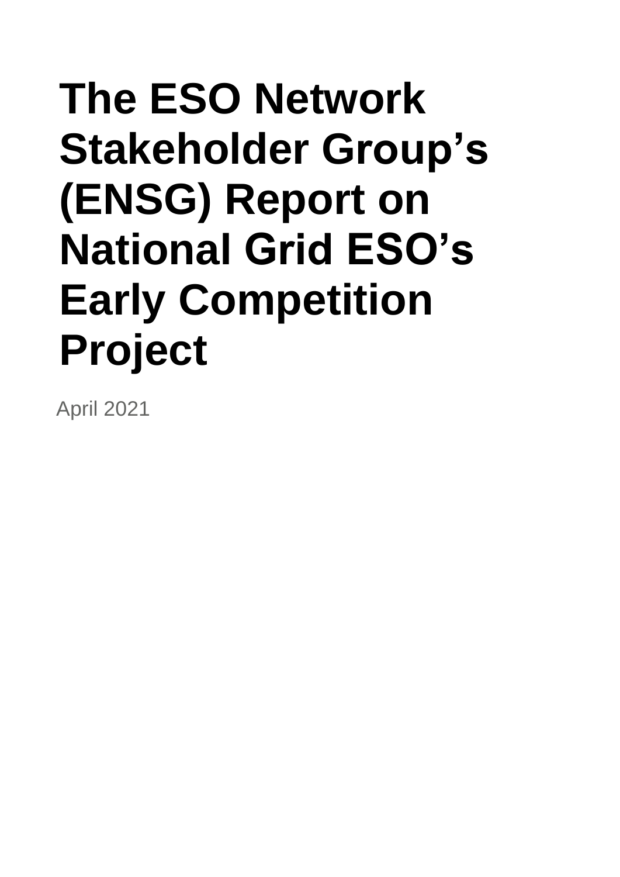# The ESO Network Stakeholder Group's (ENSG) Report on National Grid ESO's Early Competition Project

April 2021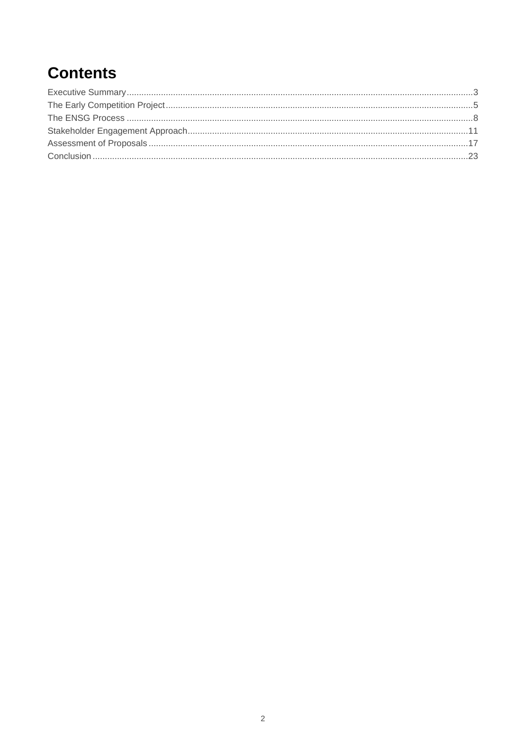# Contents

Executive Summary....3
The Early Competition Project....5
The ENSG Process....8
Stakeholder Engagement Approach....11
Assessment of Proposals....17
Conclusion....23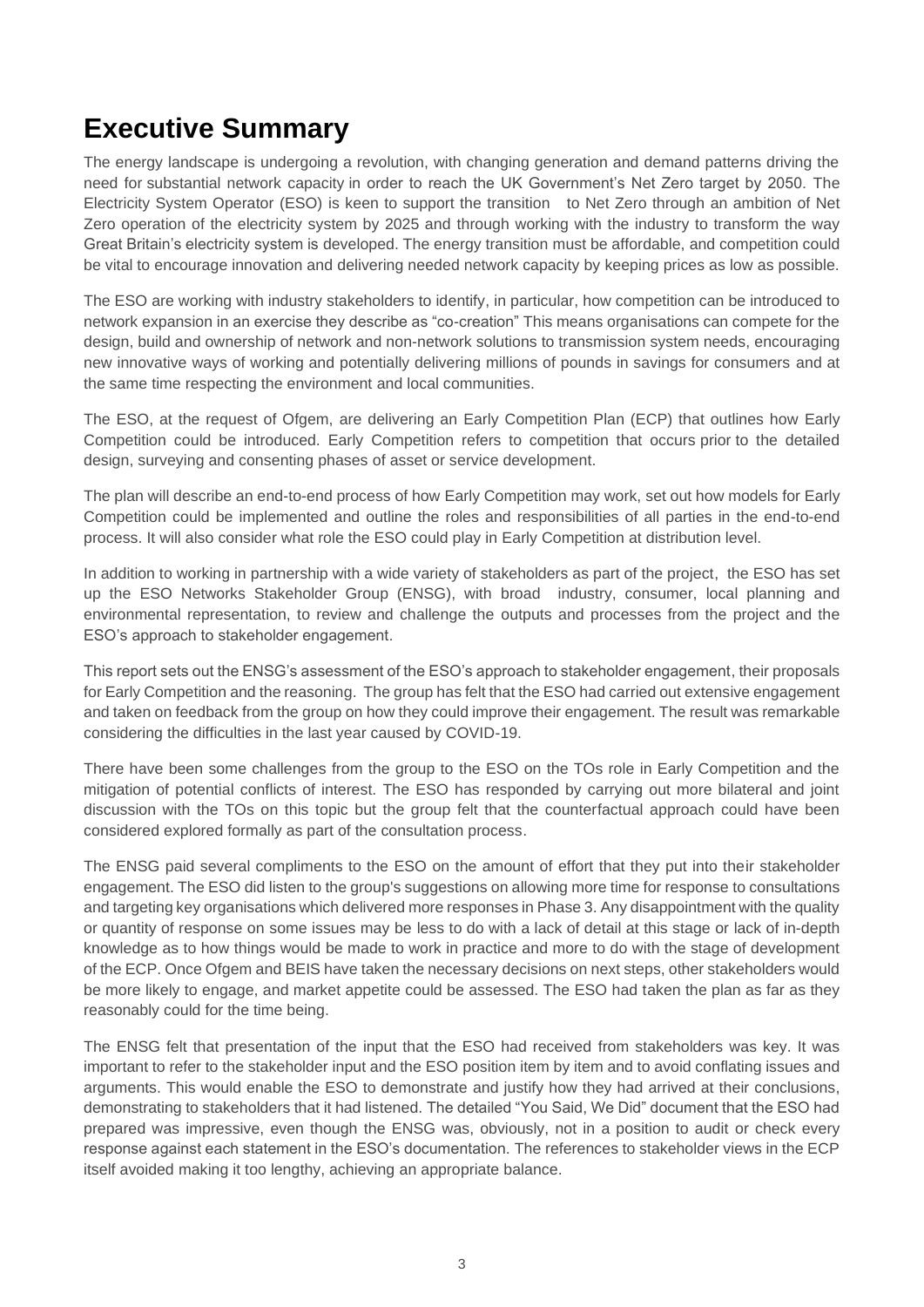# Executive Summary

The energy landscape is undergoing a revolution, with changing generation and demand patterns driving the need for substantial network capacity in order to reach the UK Government's Net Zero target by 2050. The Electricity System Operator (ESO) is keen to support the transition to Net Zero through an ambition of Net Zero operation of the electricity system by 2025 and through working with the industry to transform the way Great Britain's electricity system is developed. The energy transition must be affordable, and competition could be vital to encourage innovation and delivering needed network capacity by keeping prices as low as possible.

The ESO are working with industry stakeholders to identify, in particular, how competition can be introduced to network expansion in an exercise they describe as "co-creation" This means organisations can compete for the design, build and ownership of network and non-network solutions to transmission system needs, encouraging new innovative ways of working and potentially delivering millions of pounds in savings for consumers and at the same time respecting the environment and local communities.

The ESO, at the request of Ofgem, are delivering an Early Competition Plan (ECP) that outlines how Early Competition could be introduced. Early Competition refers to competition that occurs prior to the detailed design, surveying and consenting phases of asset or service development.

The plan will describe an end-to-end process of how Early Competition may work, set out how models for Early Competition could be implemented and outline the roles and responsibilities of all parties in the end-to-end process. It will also consider what role the ESO could play in Early Competition at distribution level.

In addition to working in partnership with a wide variety of stakeholders as part of the project, the ESO has set up the ESO Networks Stakeholder Group (ENSG), with broad industry, consumer, local planning and environmental representation, to review and challenge the outputs and processes from the project and the ESO's approach to stakeholder engagement.

This report sets out the ENSG's assessment of the ESO's approach to stakeholder engagement, their proposals for Early Competition and the reasoning. The group has felt that the ESO had carried out extensive engagement and taken on feedback from the group on how they could improve their engagement. The result was remarkable considering the difficulties in the last year caused by COVID-19.

There have been some challenges from the group to the ESO on the TOs role in Early Competition and the mitigation of potential conflicts of interest. The ESO has responded by carrying out more bilateral and joint discussion with the TOs on this topic but the group felt that the counterfactual approach could have been considered explored formally as part of the consultation process.

The ENSG paid several compliments to the ESO on the amount of effort that they put into their stakeholder engagement. The ESO did listen to the group's suggestions on allowing more time for response to consultations and targeting key organisations which delivered more responses in Phase 3. Any disappointment with the quality or quantity of response on some issues may be less to do with a lack of detail at this stage or lack of in-depth knowledge as to how things would be made to work in practice and more to do with the stage of development of the ECP. Once Ofgem and BEIS have taken the necessary decisions on next steps, other stakeholders would be more likely to engage, and market appetite could be assessed. The ESO had taken the plan as far as they reasonably could for the time being.

The ENSG felt that presentation of the input that the ESO had received from stakeholders was key. It was important to refer to the stakeholder input and the ESO position item by item and to avoid conflating issues and arguments. This would enable the ESO to demonstrate and justify how they had arrived at their conclusions, demonstrating to stakeholders that it had listened. The detailed "You Said, We Did" document that the ESO had prepared was impressive, even though the ENSG was, obviously, not in a position to audit or check every response against each statement in the ESO's documentation. The references to stakeholder views in the ECP itself avoided making it too lengthy, achieving an appropriate balance.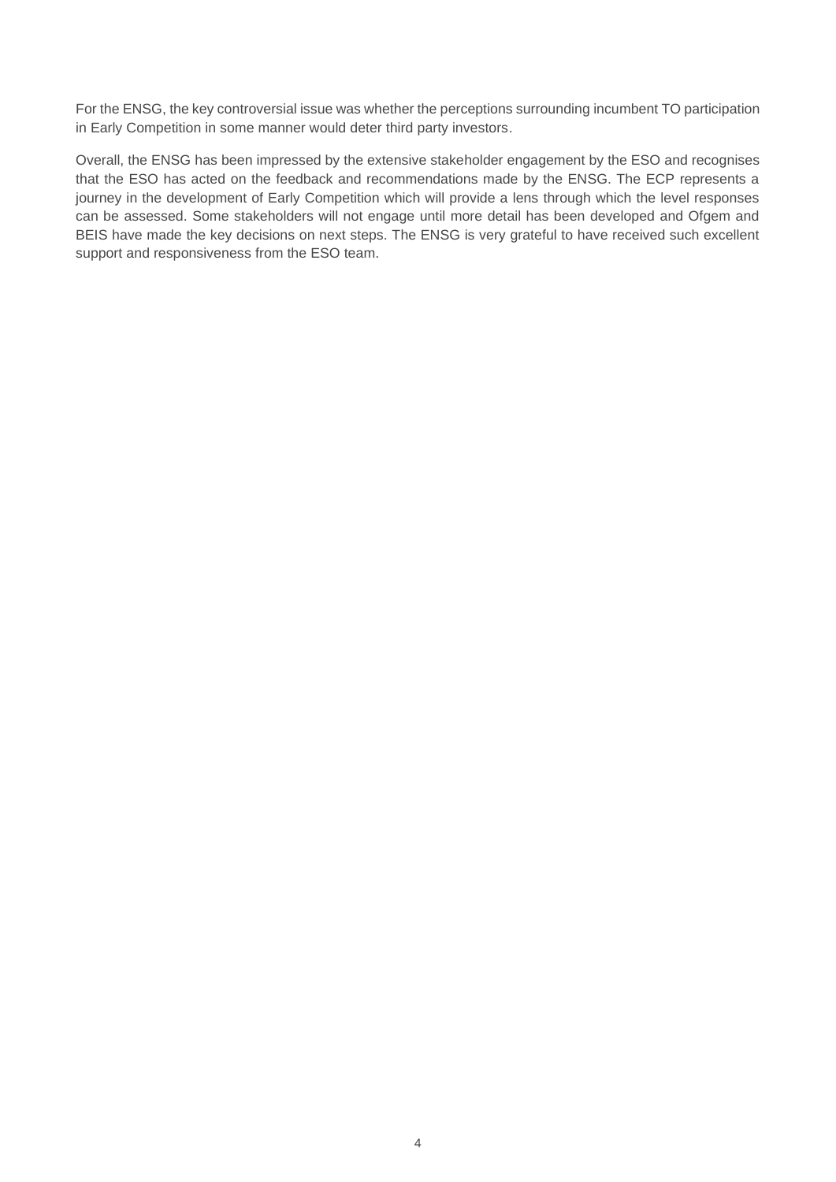For the ENSG, the key controversial issue was whether the perceptions surrounding incumbent TO participation in Early Competition in some manner would deter third party investors.

Overall, the ENSG has been impressed by the extensive stakeholder engagement by the ESO and recognises that the ESO has acted on the feedback and recommendations made by the ENSG. The ECP represents a journey in the development of Early Competition which will provide a lens through which the level responses can be assessed. Some stakeholders will not engage until more detail has been developed and Ofgem and BEIS have made the key decisions on next steps. The ENSG is very grateful to have received such excellent support and responsiveness from the ESO team.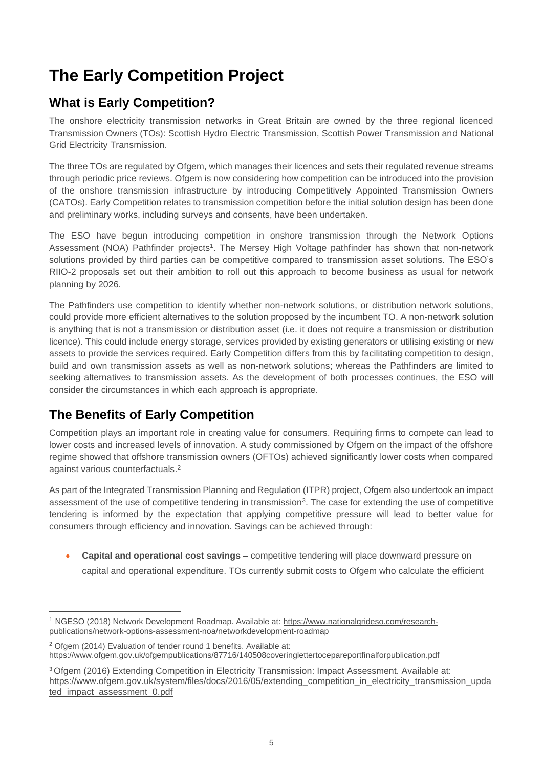# The Early Competition Project

## What is Early Competition?

The onshore electricity transmission networks in Great Britain are owned by the three regional licenced Transmission Owners (TOs): Scottish Hydro Electric Transmission, Scottish Power Transmission and National Grid Electricity Transmission.

The three TOs are regulated by Ofgem, which manages their licences and sets their regulated revenue streams through periodic price reviews. Ofgem is now considering how competition can be introduced into the provision of the onshore transmission infrastructure by introducing Competitively Appointed Transmission Owners (CATOs). Early Competition relates to transmission competition before the initial solution design has been done and preliminary works, including surveys and consents, have been undertaken.

The ESO have begun introducing competition in onshore transmission through the Network Options Assessment (NOA) Pathfinder projects[1]. The Mersey High Voltage pathfinder has shown that non-network solutions provided by third parties can be competitive compared to transmission asset solutions. The ESO's RIIO-2 proposals set out their ambition to roll out this approach to become business as usual for network planning by 2026.

The Pathfinders use competition to identify whether non-network solutions, or distribution network solutions, could provide more efficient alternatives to the solution proposed by the incumbent TO. A non-network solution is anything that is not a transmission or distribution asset (i.e. it does not require a transmission or distribution licence). This could include energy storage, services provided by existing generators or utilising existing or new assets to provide the services required. Early Competition differs from this by facilitating competition to design, build and own transmission assets as well as non-network solutions; whereas the Pathfinders are limited to seeking alternatives to transmission assets. As the development of both processes continues, the ESO will consider the circumstances in which each approach is appropriate.

## The Benefits of Early Competition

Competition plays an important role in creating value for consumers. Requiring firms to compete can lead to lower costs and increased levels of innovation. A study commissioned by Ofgem on the impact of the offshore regime showed that offshore transmission owners (OFTOs) achieved significantly lower costs when compared against various counterfactuals.[2]

As part of the Integrated Transmission Planning and Regulation (ITPR) project, Ofgem also undertook an impact assessment of the use of competitive tendering in transmission[3]. The case for extending the use of competitive tendering is informed by the expectation that applying competitive pressure will lead to better value for consumers through efficiency and innovation. Savings can be achieved through:

- **Capital and operational cost savings** – competitive tendering will place downward pressure on capital and operational expenditure. TOs currently submit costs to Ofgem who calculate the efficient

---

[1] NGESO (2018) Network Development Roadmap. Available at: https://www.nationalgrideso.com/research-publications/network-options-assessment-noa/networkdevelopment-roadmap

[2] Ofgem (2014) Evaluation of tender round 1 benefits. Available at: https://www.ofgem.gov.uk/ofgempublications/87716/140508coveringlettertocepareportfinalforpublication.pdf

[3] Ofgem (2016) Extending Competition in Electricity Transmission: Impact Assessment. Available at: https://www.ofgem.gov.uk/system/files/docs/2016/05/extending_competition_in_electricity_transmission_updated_impact_assessment_0.pdf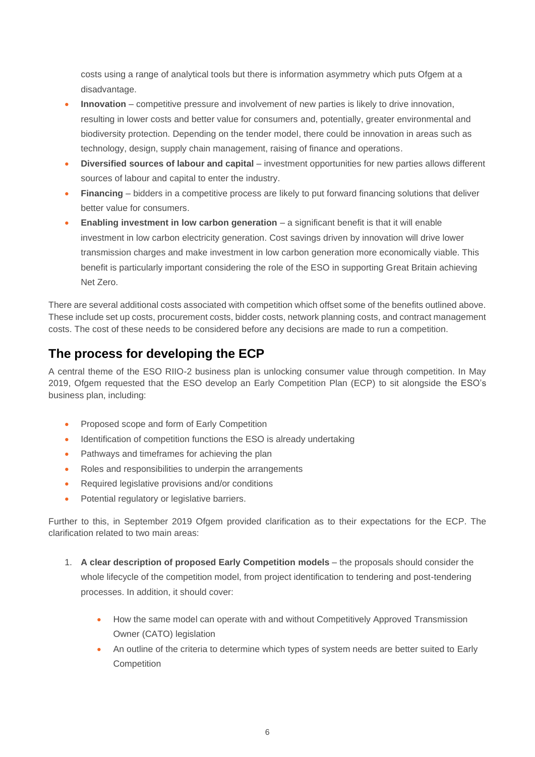costs using a range of analytical tools but there is information asymmetry which puts Ofgem at a disadvantage.

- **Innovation** – competitive pressure and involvement of new parties is likely to drive innovation, resulting in lower costs and better value for consumers and, potentially, greater environmental and biodiversity protection. Depending on the tender model, there could be innovation in areas such as technology, design, supply chain management, raising of finance and operations.
- **Diversified sources of labour and capital** – investment opportunities for new parties allows different sources of labour and capital to enter the industry.
- **Financing** – bidders in a competitive process are likely to put forward financing solutions that deliver better value for consumers.
- **Enabling investment in low carbon generation** – a significant benefit is that it will enable investment in low carbon electricity generation. Cost savings driven by innovation will drive lower transmission charges and make investment in low carbon generation more economically viable. This benefit is particularly important considering the role of the ESO in supporting Great Britain achieving Net Zero.

There are several additional costs associated with competition which offset some of the benefits outlined above. These include set up costs, procurement costs, bidder costs, network planning costs, and contract management costs. The cost of these needs to be considered before any decisions are made to run a competition.

## The process for developing the ECP

A central theme of the ESO RIIO-2 business plan is unlocking consumer value through competition. In May 2019, Ofgem requested that the ESO develop an Early Competition Plan (ECP) to sit alongside the ESO's business plan, including:

- Proposed scope and form of Early Competition
- Identification of competition functions the ESO is already undertaking
- Pathways and timeframes for achieving the plan
- Roles and responsibilities to underpin the arrangements
- Required legislative provisions and/or conditions
- Potential regulatory or legislative barriers.

Further to this, in September 2019 Ofgem provided clarification as to their expectations for the ECP. The clarification related to two main areas:

1. **A clear description of proposed Early Competition models** – the proposals should consider the whole lifecycle of the competition model, from project identification to tendering and post-tendering processes. In addition, it should cover:
    - How the same model can operate with and without Competitively Approved Transmission Owner (CATO) legislation
    - An outline of the criteria to determine which types of system needs are better suited to Early Competition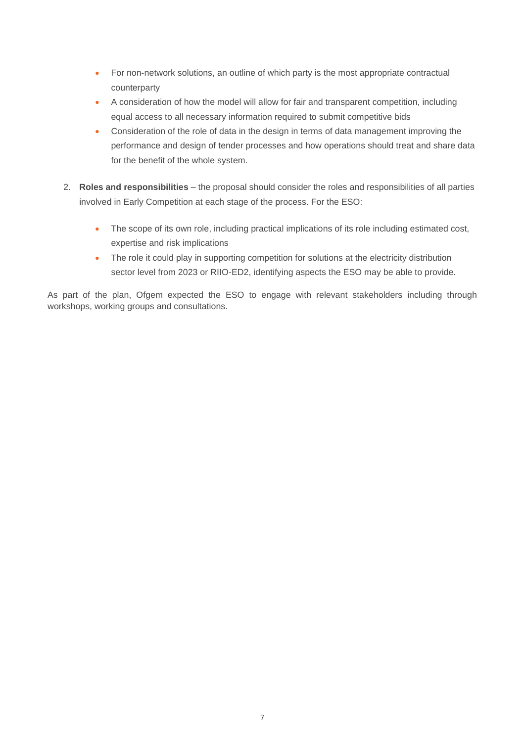- For non-network solutions, an outline of which party is the most appropriate contractual counterparty
- A consideration of how the model will allow for fair and transparent competition, including equal access to all necessary information required to submit competitive bids
- Consideration of the role of data in the design in terms of data management improving the performance and design of tender processes and how operations should treat and share data for the benefit of the whole system.

2. **Roles and responsibilities** – the proposal should consider the roles and responsibilities of all parties involved in Early Competition at each stage of the process. For the ESO:

   - The scope of its own role, including practical implications of its role including estimated cost, expertise and risk implications
   - The role it could play in supporting competition for solutions at the electricity distribution sector level from 2023 or RIIO-ED2, identifying aspects the ESO may be able to provide.

As part of the plan, Ofgem expected the ESO to engage with relevant stakeholders including through workshops, working groups and consultations.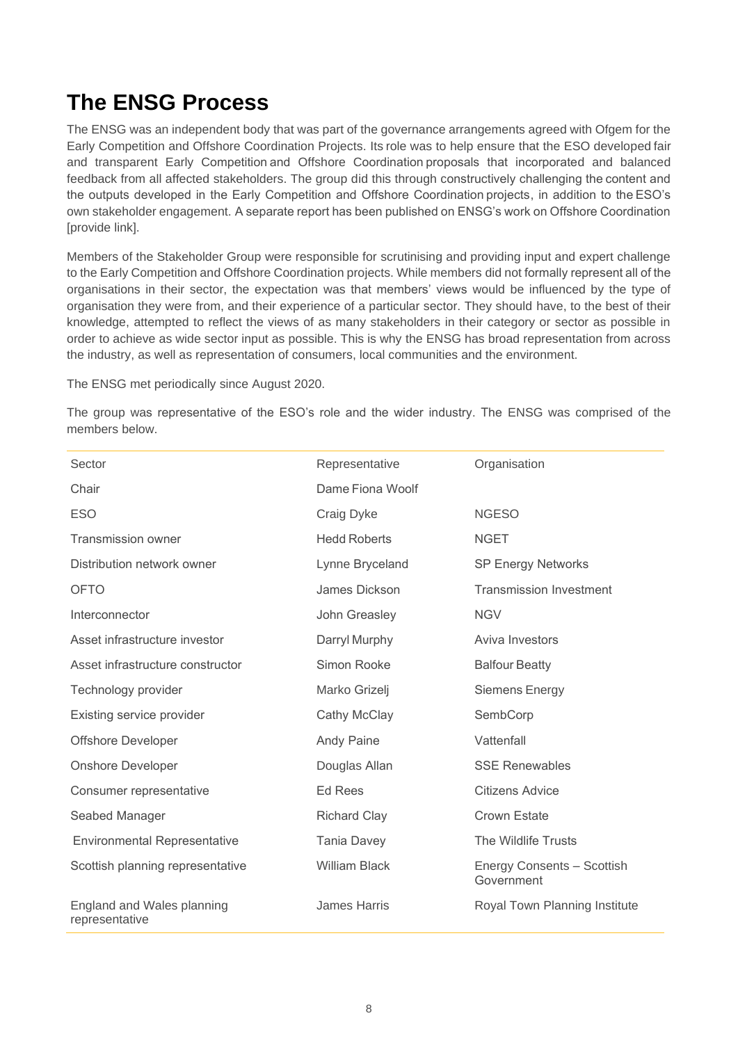# The ENSG Process

The ENSG was an independent body that was part of the governance arrangements agreed with Ofgem for the Early Competition and Offshore Coordination Projects. Its role was to help ensure that the ESO developed fair and transparent Early Competition and Offshore Coordination proposals that incorporated and balanced feedback from all affected stakeholders. The group did this through constructively challenging the content and the outputs developed in the Early Competition and Offshore Coordination projects, in addition to the ESO's own stakeholder engagement. A separate report has been published on ENSG's work on Offshore Coordination [provide link].

Members of the Stakeholder Group were responsible for scrutinising and providing input and expert challenge to the Early Competition and Offshore Coordination projects. While members did not formally represent all of the organisations in their sector, the expectation was that members' views would be influenced by the type of organisation they were from, and their experience of a particular sector. They should have, to the best of their knowledge, attempted to reflect the views of as many stakeholders in their category or sector as possible in order to achieve as wide sector input as possible. This is why the ENSG has broad representation from across the industry, as well as representation of consumers, local communities and the environment.

The ENSG met periodically since August 2020.

The group was representative of the ESO's role and the wider industry. The ENSG was comprised of the members below.

| Sector | Representative | Organisation |
|---|---|---|
| Chair | Dame Fiona Woolf | |
| ESO | Craig Dyke | NGESO |
| Transmission owner | Hedd Roberts | NGET |
| Distribution network owner | Lynne Bryceland | SP Energy Networks |
| OFTO | James Dickson | Transmission Investment |
| Interconnector | John Greasley | NGV |
| Asset infrastructure investor | Darryl Murphy | Aviva Investors |
| Asset infrastructure constructor | Simon Rooke | Balfour Beatty |
| Technology provider | Marko Grizelj | Siemens Energy |
| Existing service provider | Cathy McClay | SembCorp |
| Offshore Developer | Andy Paine | Vattenfall |
| Onshore Developer | Douglas Allan | SSE Renewables |
| Consumer representative | Ed Rees | Citizens Advice |
| Seabed Manager | Richard Clay | Crown Estate |
| Environmental Representative | Tania Davey | The Wildlife Trusts |
| Scottish planning representative | William Black | Energy Consents – Scottish Government |
| England and Wales planning representative | James Harris | Royal Town Planning Institute |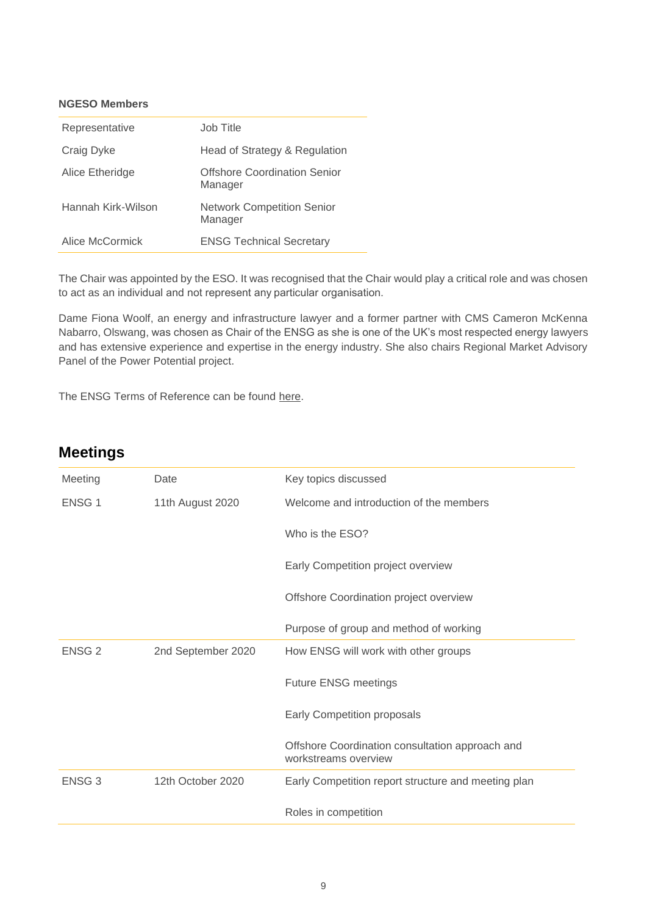**NGESO Members**

| Representative | Job Title |
| --- | --- |
| Craig Dyke | Head of Strategy & Regulation |
| Alice Etheridge | Offshore Coordination Senior Manager |
| Hannah Kirk-Wilson | Network Competition Senior Manager |
| Alice McCormick | ENSG Technical Secretary |

The Chair was appointed by the ESO. It was recognised that the Chair would play a critical role and was chosen to act as an individual and not represent any particular organisation.

Dame Fiona Woolf, an energy and infrastructure lawyer and a former partner with CMS Cameron McKenna Nabarro, Olswang, was chosen as Chair of the ENSG as she is one of the UK's most respected energy lawyers and has extensive experience and expertise in the energy industry. She also chairs Regional Market Advisory Panel of the Power Potential project.

The ENSG Terms of Reference can be found here.

## Meetings

| Meeting | Date | Key topics discussed |
| --- | --- | --- |
| ENSG 1 | 11th August 2020 | Welcome and introduction of the members |
| | | Who is the ESO? |
| | | Early Competition project overview |
| | | Offshore Coordination project overview |
| | | Purpose of group and method of working |
| ENSG 2 | 2nd September 2020 | How ENSG will work with other groups |
| | | Future ENSG meetings |
| | | Early Competition proposals |
| | | Offshore Coordination consultation approach and workstreams overview |
| ENSG 3 | 12th October 2020 | Early Competition report structure and meeting plan |
| | | Roles in competition |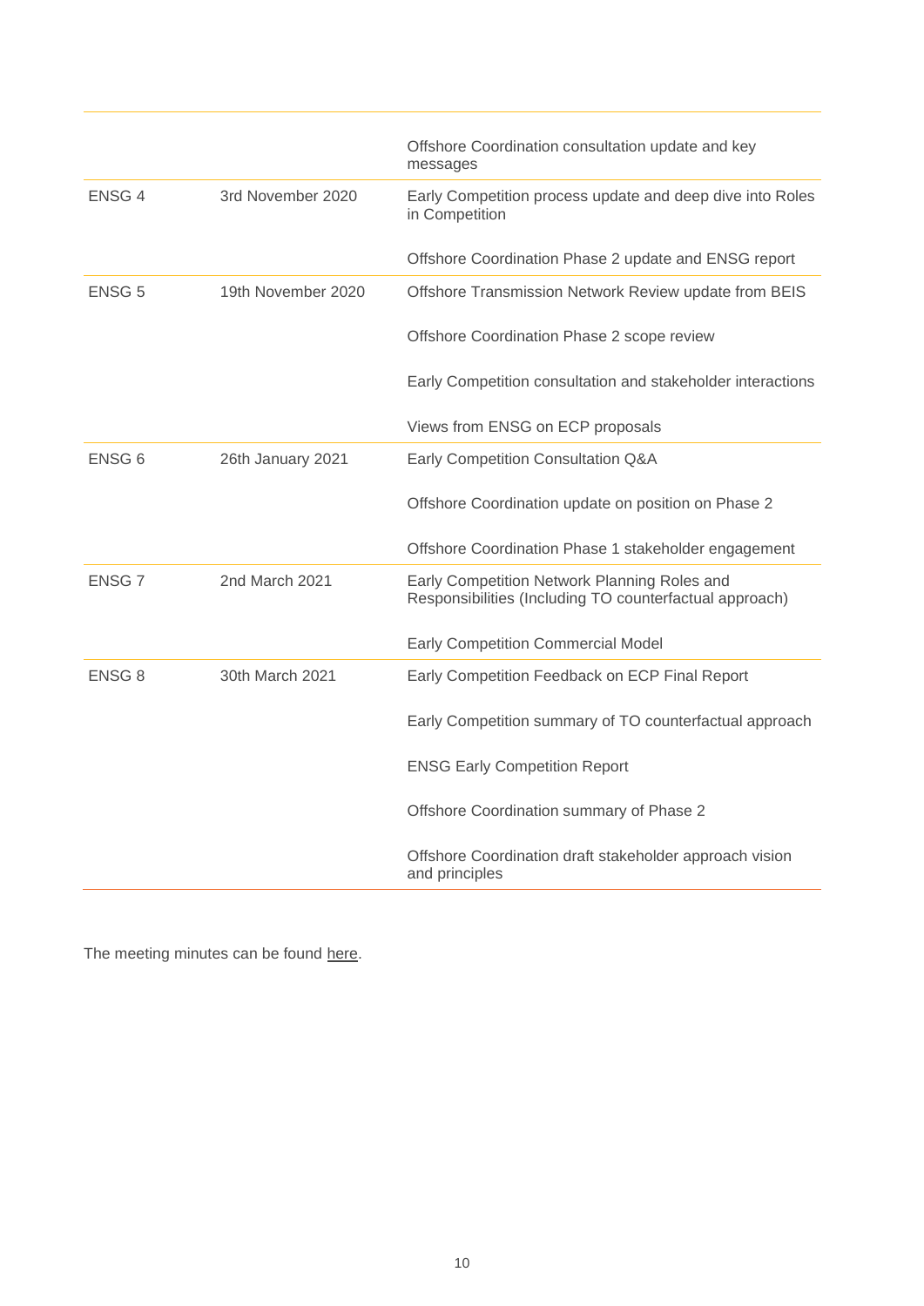| | | |
|---|---|---|
| | | Offshore Coordination consultation update and key messages |
| ENSG 4 | 3rd November 2020 | Early Competition process update and deep dive into Roles in Competition |
| | | Offshore Coordination Phase 2 update and ENSG report |
| ENSG 5 | 19th November 2020 | Offshore Transmission Network Review update from BEIS |
| | | Offshore Coordination Phase 2 scope review |
| | | Early Competition consultation and stakeholder interactions |
| | | Views from ENSG on ECP proposals |
| ENSG 6 | 26th January 2021 | Early Competition Consultation Q&A |
| | | Offshore Coordination update on position on Phase 2 |
| | | Offshore Coordination Phase 1 stakeholder engagement |
| ENSG 7 | 2nd March 2021 | Early Competition Network Planning Roles and Responsibilities (Including TO counterfactual approach) |
| | | Early Competition Commercial Model |
| ENSG 8 | 30th March 2021 | Early Competition Feedback on ECP Final Report |
| | | Early Competition summary of TO counterfactual approach |
| | | ENSG Early Competition Report |
| | | Offshore Coordination summary of Phase 2 |
| | | Offshore Coordination draft stakeholder approach vision and principles |

The meeting minutes can be found here.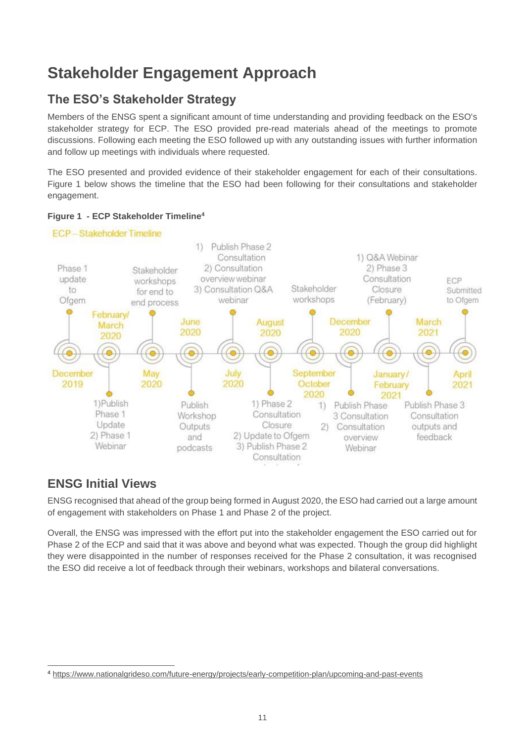# Stakeholder Engagement Approach

## The ESO's Stakeholder Strategy

Members of the ENSG spent a significant amount of time understanding and providing feedback on the ESO's stakeholder strategy for ECP. The ESO provided pre-read materials ahead of the meetings to promote discussions. Following each meeting the ESO followed up with any outstanding issues with further information and follow up meetings with individuals where requested.

The ESO presented and provided evidence of their stakeholder engagement for each of their consultations. Figure 1 below shows the timeline that the ESO had been following for their consultations and stakeholder engagement.

**Figure 1 - ECP Stakeholder Timeline**[4]

ECP – Stakeholder Timeline

- December 2019: Phase 1 update to Ofgem
- February/March 2020: 1) Publish Phase 1 Update 2) Phase 1 Webinar
- May 2020: Stakeholder workshops for end to end process
- June 2020: Publish Workshop Outputs and podcasts
- July 2020: 1) Publish Phase 2 Consultation 2) Consultation overview webinar 3) Consultation Q&A webinar
- August 2020: 1) Phase 2 Consultation Closure 2) Update to Ofgem 3) Publish Phase 2 Consultation
- September October 2020: Stakeholder workshops
- December 2020: 1) Publish Phase 3 Consultation 2) Consultation overview Webinar
- January/February 2021: 1) Q&A Webinar 2) Phase 3 Consultation Closure (February)
- March 2021: Publish Phase 3 Consultation outputs and feedback
- April 2021: ECP Submitted to Ofgem

## ENSG Initial Views

ENSG recognised that ahead of the group being formed in August 2020, the ESO had carried out a large amount of engagement with stakeholders on Phase 1 and Phase 2 of the project.

Overall, the ENSG was impressed with the effort put into the stakeholder engagement the ESO carried out for Phase 2 of the ECP and said that it was above and beyond what was expected. Though the group did highlight they were disappointed in the number of responses received for the Phase 2 consultation, it was recognised the ESO did receive a lot of feedback through their webinars, workshops and bilateral conversations.

[4] https://www.nationalgrideso.com/future-energy/projects/early-competition-plan/upcoming-and-past-events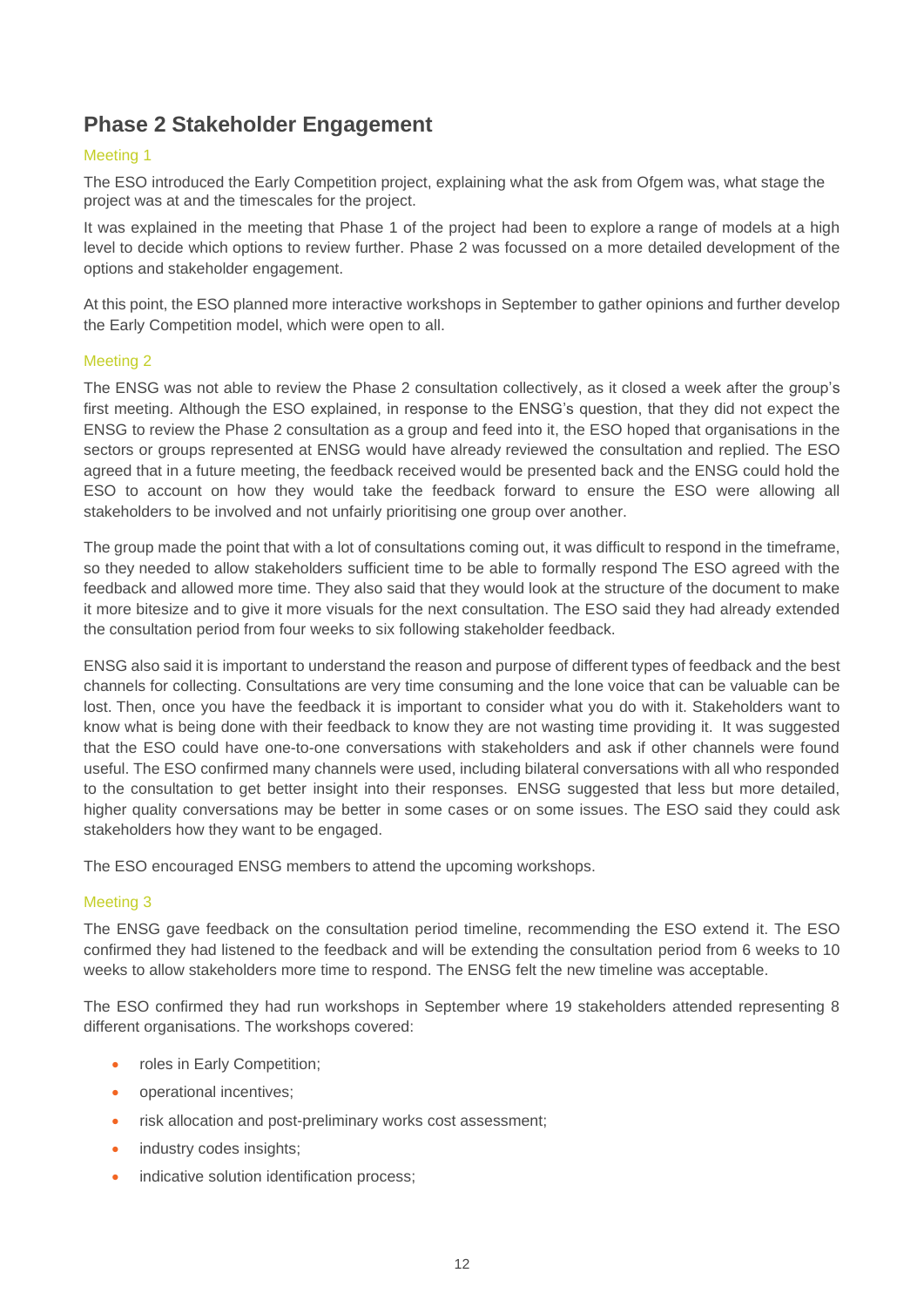## Phase 2 Stakeholder Engagement

### Meeting 1

The ESO introduced the Early Competition project, explaining what the ask from Ofgem was, what stage the project was at and the timescales for the project.

It was explained in the meeting that Phase 1 of the project had been to explore a range of models at a high level to decide which options to review further. Phase 2 was focussed on a more detailed development of the options and stakeholder engagement.

At this point, the ESO planned more interactive workshops in September to gather opinions and further develop the Early Competition model, which were open to all.

### Meeting 2

The ENSG was not able to review the Phase 2 consultation collectively, as it closed a week after the group's first meeting. Although the ESO explained, in response to the ENSG's question, that they did not expect the ENSG to review the Phase 2 consultation as a group and feed into it, the ESO hoped that organisations in the sectors or groups represented at ENSG would have already reviewed the consultation and replied. The ESO agreed that in a future meeting, the feedback received would be presented back and the ENSG could hold the ESO to account on how they would take the feedback forward to ensure the ESO were allowing all stakeholders to be involved and not unfairly prioritising one group over another.

The group made the point that with a lot of consultations coming out, it was difficult to respond in the timeframe, so they needed to allow stakeholders sufficient time to be able to formally respond The ESO agreed with the feedback and allowed more time. They also said that they would look at the structure of the document to make it more bitesize and to give it more visuals for the next consultation. The ESO said they had already extended the consultation period from four weeks to six following stakeholder feedback.

ENSG also said it is important to understand the reason and purpose of different types of feedback and the best channels for collecting. Consultations are very time consuming and the lone voice that can be valuable can be lost. Then, once you have the feedback it is important to consider what you do with it. Stakeholders want to know what is being done with their feedback to know they are not wasting time providing it. It was suggested that the ESO could have one-to-one conversations with stakeholders and ask if other channels were found useful. The ESO confirmed many channels were used, including bilateral conversations with all who responded to the consultation to get better insight into their responses. ENSG suggested that less but more detailed, higher quality conversations may be better in some cases or on some issues. The ESO said they could ask stakeholders how they want to be engaged.

The ESO encouraged ENSG members to attend the upcoming workshops.

### Meeting 3

The ENSG gave feedback on the consultation period timeline, recommending the ESO extend it. The ESO confirmed they had listened to the feedback and will be extending the consultation period from 6 weeks to 10 weeks to allow stakeholders more time to respond. The ENSG felt the new timeline was acceptable.

The ESO confirmed they had run workshops in September where 19 stakeholders attended representing 8 different organisations. The workshops covered:

- roles in Early Competition;
- operational incentives;
- risk allocation and post-preliminary works cost assessment;
- industry codes insights;
- indicative solution identification process;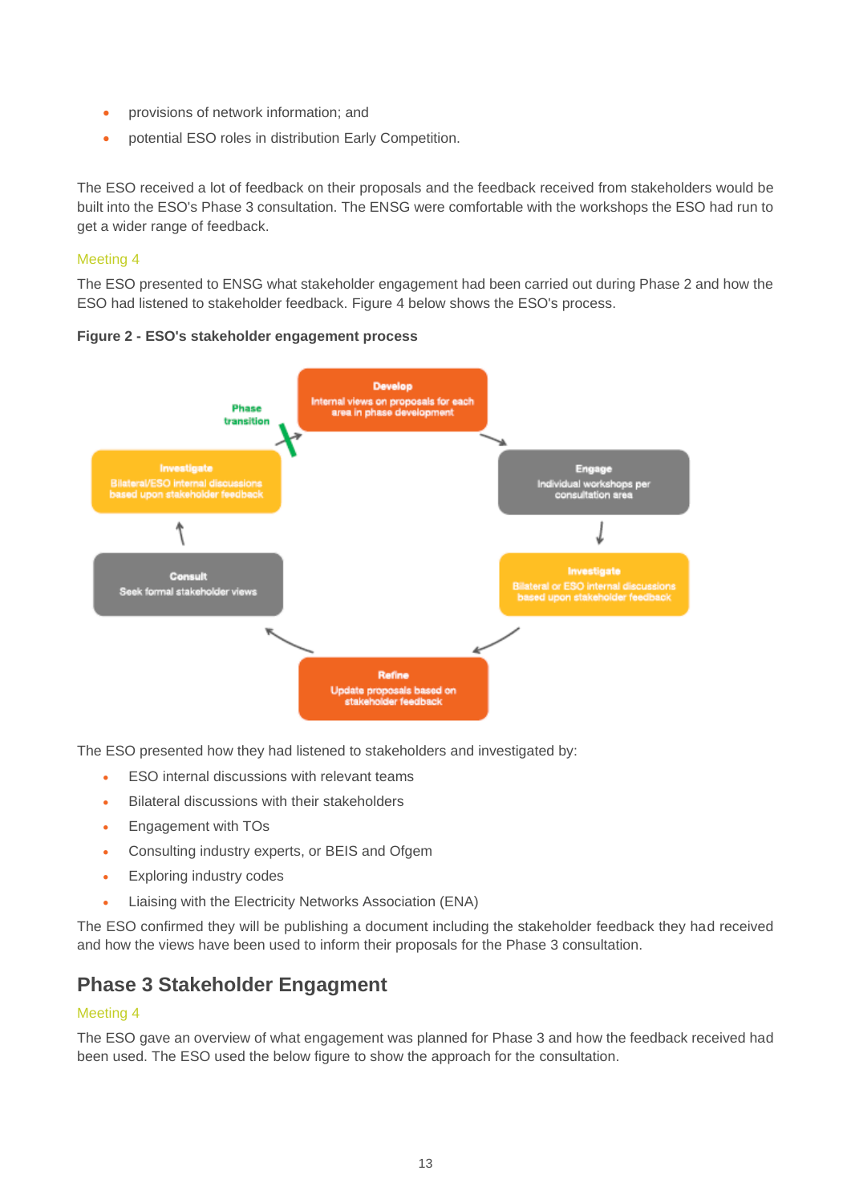- provisions of network information; and
- potential ESO roles in distribution Early Competition.

The ESO received a lot of feedback on their proposals and the feedback received from stakeholders would be built into the ESO's Phase 3 consultation. The ENSG were comfortable with the workshops the ESO had run to get a wider range of feedback.

### Meeting 4

The ESO presented to ENSG what stakeholder engagement had been carried out during Phase 2 and how the ESO had listened to stakeholder feedback. Figure 4 below shows the ESO's process.

**Figure 2 - ESO's stakeholder engagement process**

Develop
Internal views on proposals for each area in phase development

Engage
Individual workshops per consultation area

Investigate
Bilateral or ESO internal discussions based upon stakeholder feedback

Refine
Update proposals based on stakeholder feedback

Consult
Seek formal stakeholder views

Investigate
Bilateral/ESO internal discussions based upon stakeholder feedback

Phase transition

The ESO presented how they had listened to stakeholders and investigated by:

- ESO internal discussions with relevant teams
- Bilateral discussions with their stakeholders
- Engagement with TOs
- Consulting industry experts, or BEIS and Ofgem
- Exploring industry codes
- Liaising with the Electricity Networks Association (ENA)

The ESO confirmed they will be publishing a document including the stakeholder feedback they had received and how the views have been used to inform their proposals for the Phase 3 consultation.

## Phase 3 Stakeholder Engagment

### Meeting 4

The ESO gave an overview of what engagement was planned for Phase 3 and how the feedback received had been used. The ESO used the below figure to show the approach for the consultation.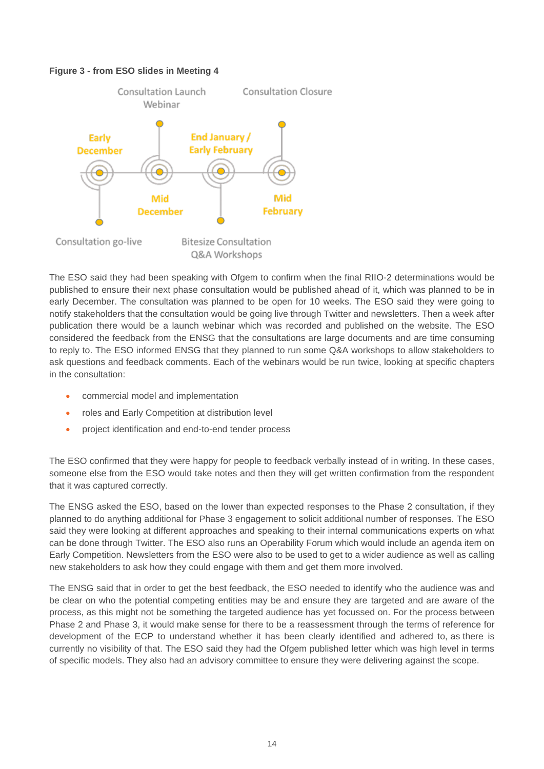**Figure 3 - from ESO slides in Meeting 4**

Early December – Consultation go-live

Mid December – Consultation Launch Webinar

End January / Early February – Bitesize Consultation Q&A Workshops

Mid February – Consultation Closure

The ESO said they had been speaking with Ofgem to confirm when the final RIIO-2 determinations would be published to ensure their next phase consultation would be published ahead of it, which was planned to be in early December. The consultation was planned to be open for 10 weeks. The ESO said they were going to notify stakeholders that the consultation would be going live through Twitter and newsletters. Then a week after publication there would be a launch webinar which was recorded and published on the website. The ESO considered the feedback from the ENSG that the consultations are large documents and are time consuming to reply to. The ESO informed ENSG that they planned to run some Q&A workshops to allow stakeholders to ask questions and feedback comments. Each of the webinars would be run twice, looking at specific chapters in the consultation:

- commercial model and implementation
- roles and Early Competition at distribution level
- project identification and end-to-end tender process

The ESO confirmed that they were happy for people to feedback verbally instead of in writing. In these cases, someone else from the ESO would take notes and then they will get written confirmation from the respondent that it was captured correctly.

The ENSG asked the ESO, based on the lower than expected responses to the Phase 2 consultation, if they planned to do anything additional for Phase 3 engagement to solicit additional number of responses. The ESO said they were looking at different approaches and speaking to their internal communications experts on what can be done through Twitter. The ESO also runs an Operability Forum which would include an agenda item on Early Competition. Newsletters from the ESO were also to be used to get to a wider audience as well as calling new stakeholders to ask how they could engage with them and get them more involved.

The ENSG said that in order to get the best feedback, the ESO needed to identify who the audience was and be clear on who the potential competing entities may be and ensure they are targeted and are aware of the process, as this might not be something the targeted audience has yet focussed on. For the process between Phase 2 and Phase 3, it would make sense for there to be a reassessment through the terms of reference for development of the ECP to understand whether it has been clearly identified and adhered to, as there is currently no visibility of that. The ESO said they had the Ofgem published letter which was high level in terms of specific models. They also had an advisory committee to ensure they were delivering against the scope.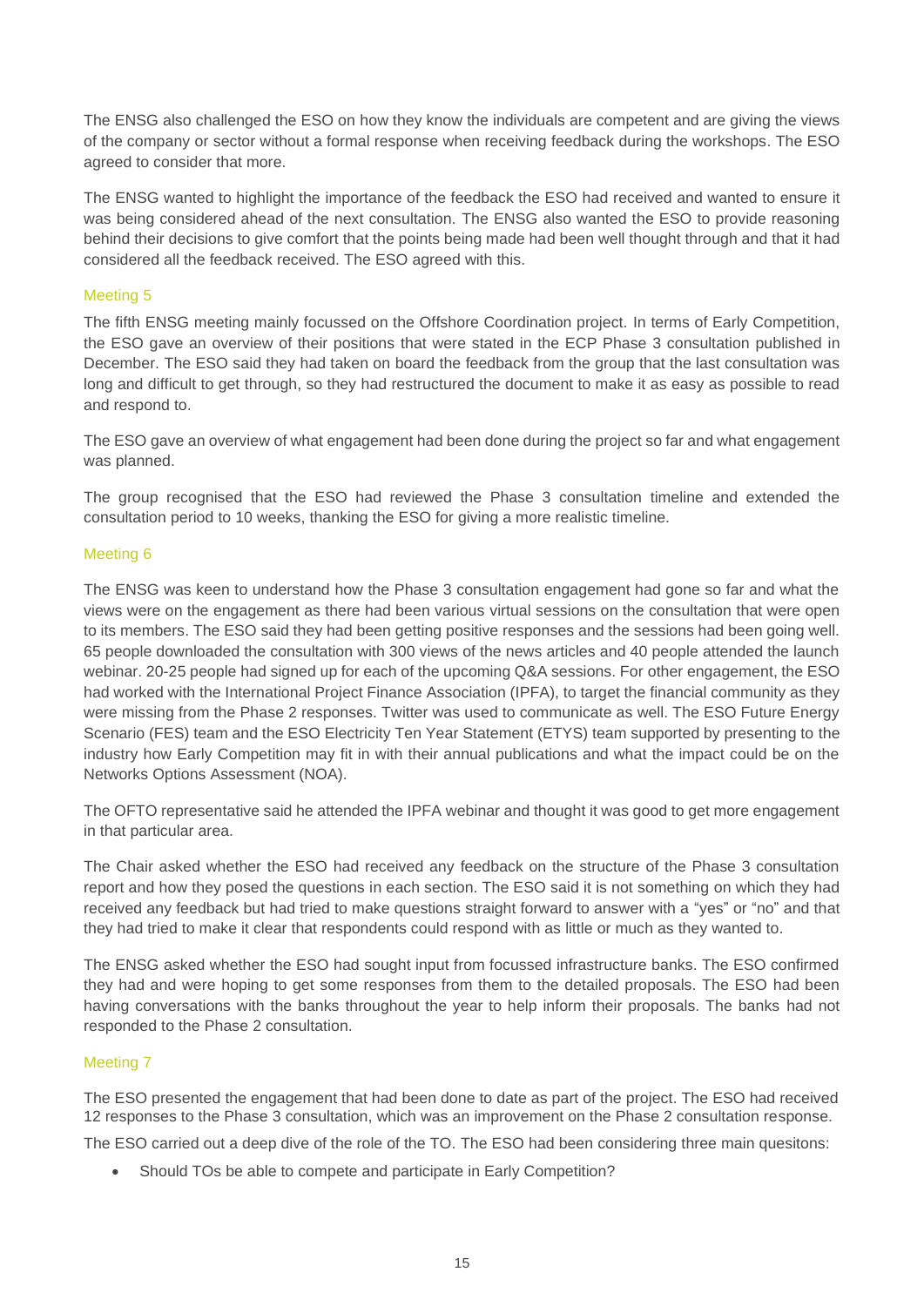The ENSG also challenged the ESO on how they know the individuals are competent and are giving the views of the company or sector without a formal response when receiving feedback during the workshops. The ESO agreed to consider that more.

The ENSG wanted to highlight the importance of the feedback the ESO had received and wanted to ensure it was being considered ahead of the next consultation. The ENSG also wanted the ESO to provide reasoning behind their decisions to give comfort that the points being made had been well thought through and that it had considered all the feedback received. The ESO agreed with this.

### Meeting 5

The fifth ENSG meeting mainly focussed on the Offshore Coordination project. In terms of Early Competition, the ESO gave an overview of their positions that were stated in the ECP Phase 3 consultation published in December. The ESO said they had taken on board the feedback from the group that the last consultation was long and difficult to get through, so they had restructured the document to make it as easy as possible to read and respond to.

The ESO gave an overview of what engagement had been done during the project so far and what engagement was planned.

The group recognised that the ESO had reviewed the Phase 3 consultation timeline and extended the consultation period to 10 weeks, thanking the ESO for giving a more realistic timeline.

### Meeting 6

The ENSG was keen to understand how the Phase 3 consultation engagement had gone so far and what the views were on the engagement as there had been various virtual sessions on the consultation that were open to its members. The ESO said they had been getting positive responses and the sessions had been going well. 65 people downloaded the consultation with 300 views of the news articles and 40 people attended the launch webinar. 20-25 people had signed up for each of the upcoming Q&A sessions. For other engagement, the ESO had worked with the International Project Finance Association (IPFA), to target the financial community as they were missing from the Phase 2 responses. Twitter was used to communicate as well. The ESO Future Energy Scenario (FES) team and the ESO Electricity Ten Year Statement (ETYS) team supported by presenting to the industry how Early Competition may fit in with their annual publications and what the impact could be on the Networks Options Assessment (NOA).

The OFTO representative said he attended the IPFA webinar and thought it was good to get more engagement in that particular area.

The Chair asked whether the ESO had received any feedback on the structure of the Phase 3 consultation report and how they posed the questions in each section. The ESO said it is not something on which they had received any feedback but had tried to make questions straight forward to answer with a "yes" or "no" and that they had tried to make it clear that respondents could respond with as little or much as they wanted to.

The ENSG asked whether the ESO had sought input from focussed infrastructure banks. The ESO confirmed they had and were hoping to get some responses from them to the detailed proposals. The ESO had been having conversations with the banks throughout the year to help inform their proposals. The banks had not responded to the Phase 2 consultation.

### Meeting 7

The ESO presented the engagement that had been done to date as part of the project. The ESO had received 12 responses to the Phase 3 consultation, which was an improvement on the Phase 2 consultation response.

The ESO carried out a deep dive of the role of the TO. The ESO had been considering three main quesitons:

- Should TOs be able to compete and participate in Early Competition?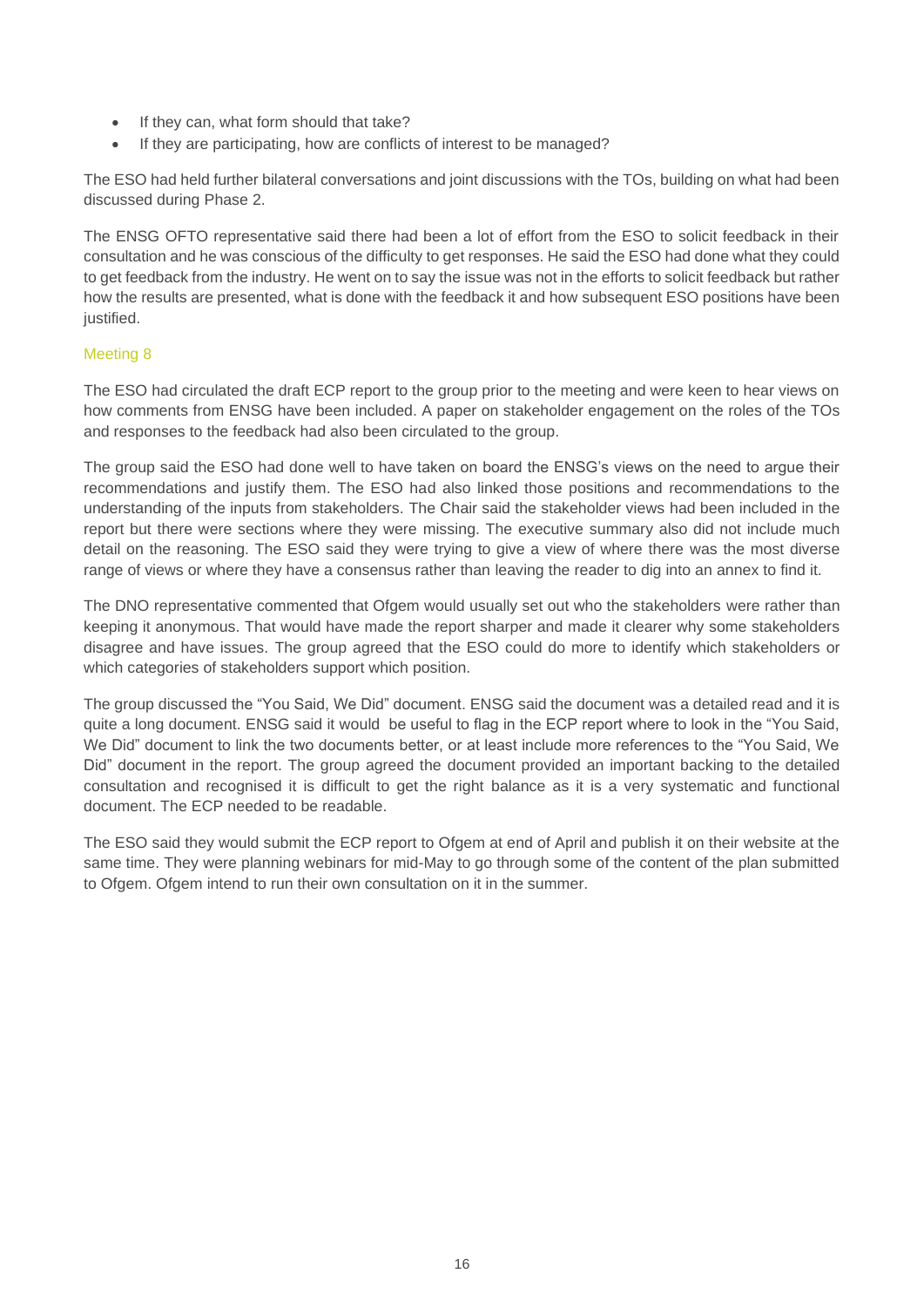- If they can, what form should that take?
- If they are participating, how are conflicts of interest to be managed?

The ESO had held further bilateral conversations and joint discussions with the TOs, building on what had been discussed during Phase 2.

The ENSG OFTO representative said there had been a lot of effort from the ESO to solicit feedback in their consultation and he was conscious of the difficulty to get responses. He said the ESO had done what they could to get feedback from the industry. He went on to say the issue was not in the efforts to solicit feedback but rather how the results are presented, what is done with the feedback it and how subsequent ESO positions have been justified.

### Meeting 8

The ESO had circulated the draft ECP report to the group prior to the meeting and were keen to hear views on how comments from ENSG have been included. A paper on stakeholder engagement on the roles of the TOs and responses to the feedback had also been circulated to the group.

The group said the ESO had done well to have taken on board the ENSG's views on the need to argue their recommendations and justify them. The ESO had also linked those positions and recommendations to the understanding of the inputs from stakeholders. The Chair said the stakeholder views had been included in the report but there were sections where they were missing. The executive summary also did not include much detail on the reasoning. The ESO said they were trying to give a view of where there was the most diverse range of views or where they have a consensus rather than leaving the reader to dig into an annex to find it.

The DNO representative commented that Ofgem would usually set out who the stakeholders were rather than keeping it anonymous. That would have made the report sharper and made it clearer why some stakeholders disagree and have issues. The group agreed that the ESO could do more to identify which stakeholders or which categories of stakeholders support which position.

The group discussed the "You Said, We Did" document. ENSG said the document was a detailed read and it is quite a long document. ENSG said it would be useful to flag in the ECP report where to look in the "You Said, We Did" document to link the two documents better, or at least include more references to the "You Said, We Did" document in the report. The group agreed the document provided an important backing to the detailed consultation and recognised it is difficult to get the right balance as it is a very systematic and functional document. The ECP needed to be readable.

The ESO said they would submit the ECP report to Ofgem at end of April and publish it on their website at the same time. They were planning webinars for mid-May to go through some of the content of the plan submitted to Ofgem. Ofgem intend to run their own consultation on it in the summer.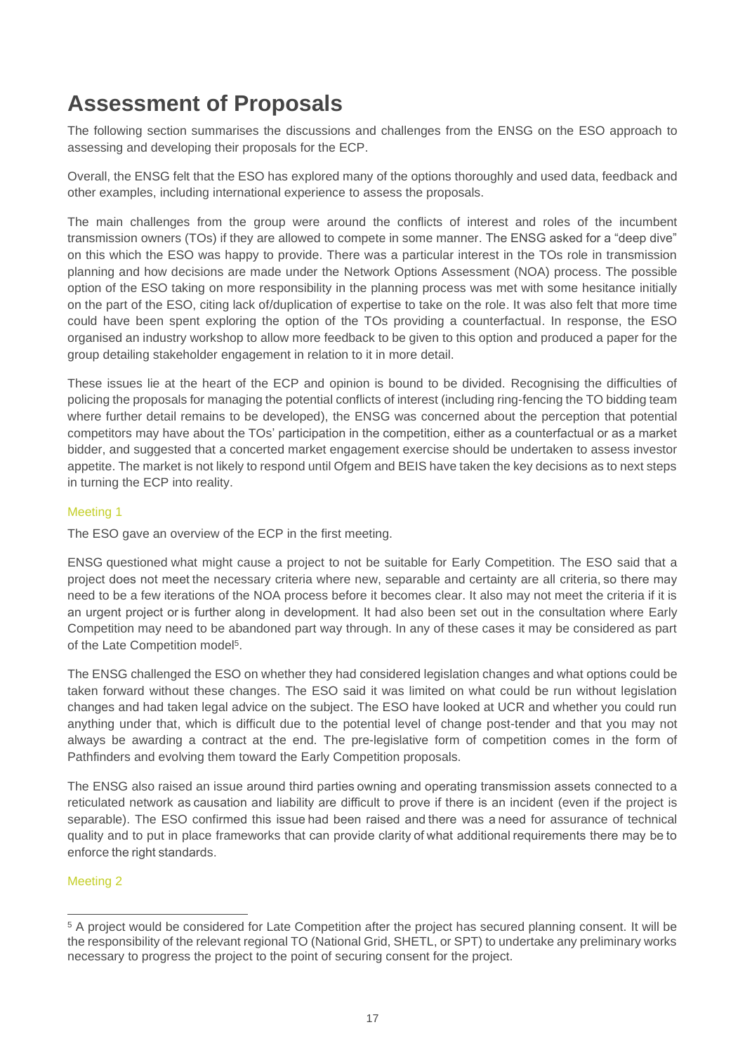# Assessment of Proposals

The following section summarises the discussions and challenges from the ENSG on the ESO approach to assessing and developing their proposals for the ECP.

Overall, the ENSG felt that the ESO has explored many of the options thoroughly and used data, feedback and other examples, including international experience to assess the proposals.

The main challenges from the group were around the conflicts of interest and roles of the incumbent transmission owners (TOs) if they are allowed to compete in some manner. The ENSG asked for a "deep dive" on this which the ESO was happy to provide. There was a particular interest in the TOs role in transmission planning and how decisions are made under the Network Options Assessment (NOA) process. The possible option of the ESO taking on more responsibility in the planning process was met with some hesitance initially on the part of the ESO, citing lack of/duplication of expertise to take on the role. It was also felt that more time could have been spent exploring the option of the TOs providing a counterfactual. In response, the ESO organised an industry workshop to allow more feedback to be given to this option and produced a paper for the group detailing stakeholder engagement in relation to it in more detail.

These issues lie at the heart of the ECP and opinion is bound to be divided. Recognising the difficulties of policing the proposals for managing the potential conflicts of interest (including ring-fencing the TO bidding team where further detail remains to be developed), the ENSG was concerned about the perception that potential competitors may have about the TOs' participation in the competition, either as a counterfactual or as a market bidder, and suggested that a concerted market engagement exercise should be undertaken to assess investor appetite. The market is not likely to respond until Ofgem and BEIS have taken the key decisions as to next steps in turning the ECP into reality.

### Meeting 1

The ESO gave an overview of the ECP in the first meeting.

ENSG questioned what might cause a project to not be suitable for Early Competition. The ESO said that a project does not meet the necessary criteria where new, separable and certainty are all criteria, so there may need to be a few iterations of the NOA process before it becomes clear. It also may not meet the criteria if it is an urgent project or is further along in development. It had also been set out in the consultation where Early Competition may need to be abandoned part way through. In any of these cases it may be considered as part of the Late Competition model[5].

The ENSG challenged the ESO on whether they had considered legislation changes and what options could be taken forward without these changes. The ESO said it was limited on what could be run without legislation changes and had taken legal advice on the subject. The ESO have looked at UCR and whether you could run anything under that, which is difficult due to the potential level of change post-tender and that you may not always be awarding a contract at the end. The pre-legislative form of competition comes in the form of Pathfinders and evolving them toward the Early Competition proposals.

The ENSG also raised an issue around third parties owning and operating transmission assets connected to a reticulated network as causation and liability are difficult to prove if there is an incident (even if the project is separable). The ESO confirmed this issue had been raised and there was a need for assurance of technical quality and to put in place frameworks that can provide clarity of what additional requirements there may be to enforce the right standards.

### Meeting 2

[5] A project would be considered for Late Competition after the project has secured planning consent. It will be the responsibility of the relevant regional TO (National Grid, SHETL, or SPT) to undertake any preliminary works necessary to progress the project to the point of securing consent for the project.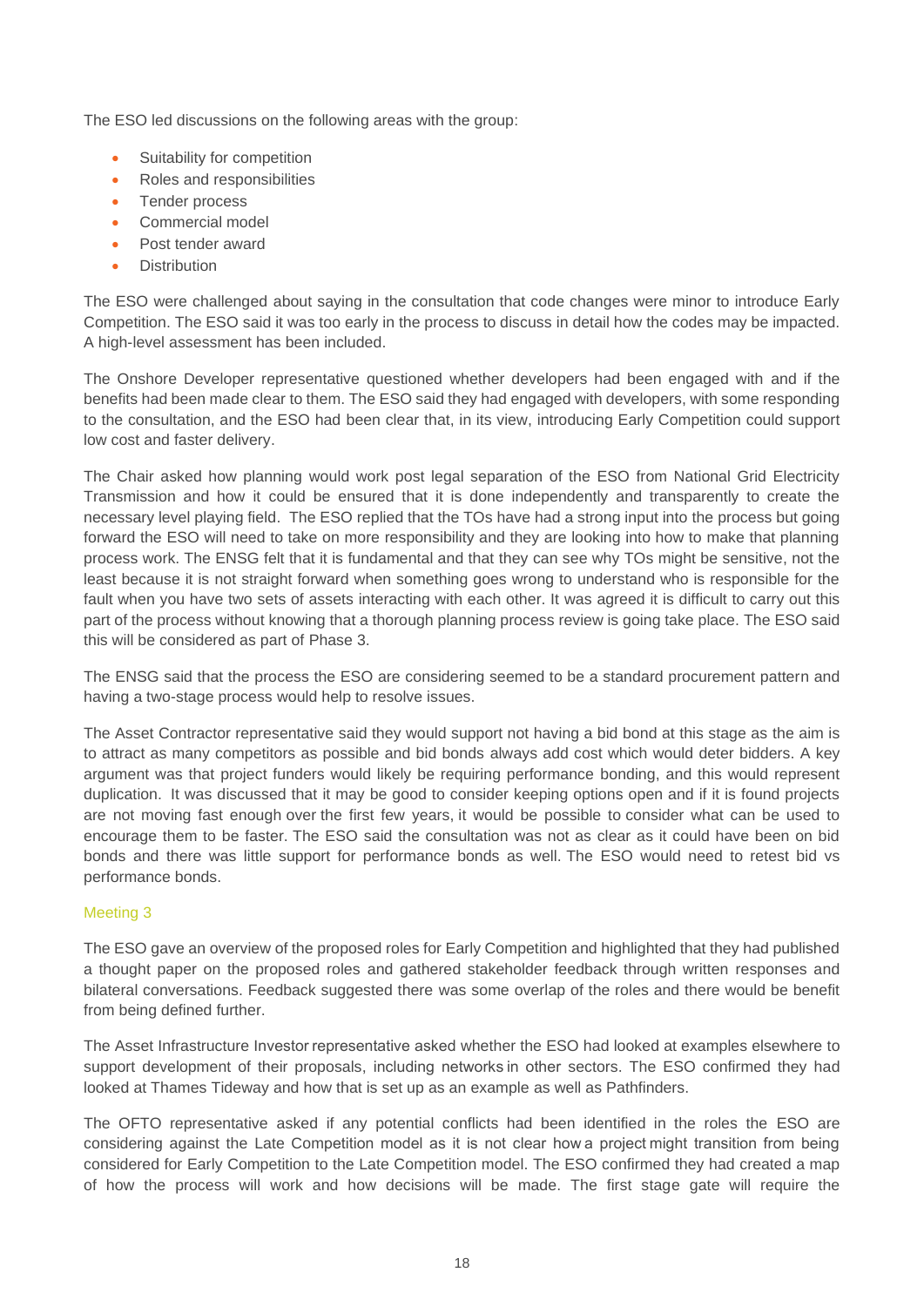The ESO led discussions on the following areas with the group:

- Suitability for competition
- Roles and responsibilities
- Tender process
- Commercial model
- Post tender award
- Distribution

The ESO were challenged about saying in the consultation that code changes were minor to introduce Early Competition. The ESO said it was too early in the process to discuss in detail how the codes may be impacted. A high-level assessment has been included.

The Onshore Developer representative questioned whether developers had been engaged with and if the benefits had been made clear to them. The ESO said they had engaged with developers, with some responding to the consultation, and the ESO had been clear that, in its view, introducing Early Competition could support low cost and faster delivery.

The Chair asked how planning would work post legal separation of the ESO from National Grid Electricity Transmission and how it could be ensured that it is done independently and transparently to create the necessary level playing field. The ESO replied that the TOs have had a strong input into the process but going forward the ESO will need to take on more responsibility and they are looking into how to make that planning process work. The ENSG felt that it is fundamental and that they can see why TOs might be sensitive, not the least because it is not straight forward when something goes wrong to understand who is responsible for the fault when you have two sets of assets interacting with each other. It was agreed it is difficult to carry out this part of the process without knowing that a thorough planning process review is going take place. The ESO said this will be considered as part of Phase 3.

The ENSG said that the process the ESO are considering seemed to be a standard procurement pattern and having a two-stage process would help to resolve issues.

The Asset Contractor representative said they would support not having a bid bond at this stage as the aim is to attract as many competitors as possible and bid bonds always add cost which would deter bidders. A key argument was that project funders would likely be requiring performance bonding, and this would represent duplication. It was discussed that it may be good to consider keeping options open and if it is found projects are not moving fast enough over the first few years, it would be possible to consider what can be used to encourage them to be faster. The ESO said the consultation was not as clear as it could have been on bid bonds and there was little support for performance bonds as well. The ESO would need to retest bid vs performance bonds.

### Meeting 3

The ESO gave an overview of the proposed roles for Early Competition and highlighted that they had published a thought paper on the proposed roles and gathered stakeholder feedback through written responses and bilateral conversations. Feedback suggested there was some overlap of the roles and there would be benefit from being defined further.

The Asset Infrastructure Investor representative asked whether the ESO had looked at examples elsewhere to support development of their proposals, including networks in other sectors. The ESO confirmed they had looked at Thames Tideway and how that is set up as an example as well as Pathfinders.

The OFTO representative asked if any potential conflicts had been identified in the roles the ESO are considering against the Late Competition model as it is not clear how a project might transition from being considered for Early Competition to the Late Competition model. The ESO confirmed they had created a map of how the process will work and how decisions will be made. The first stage gate will require the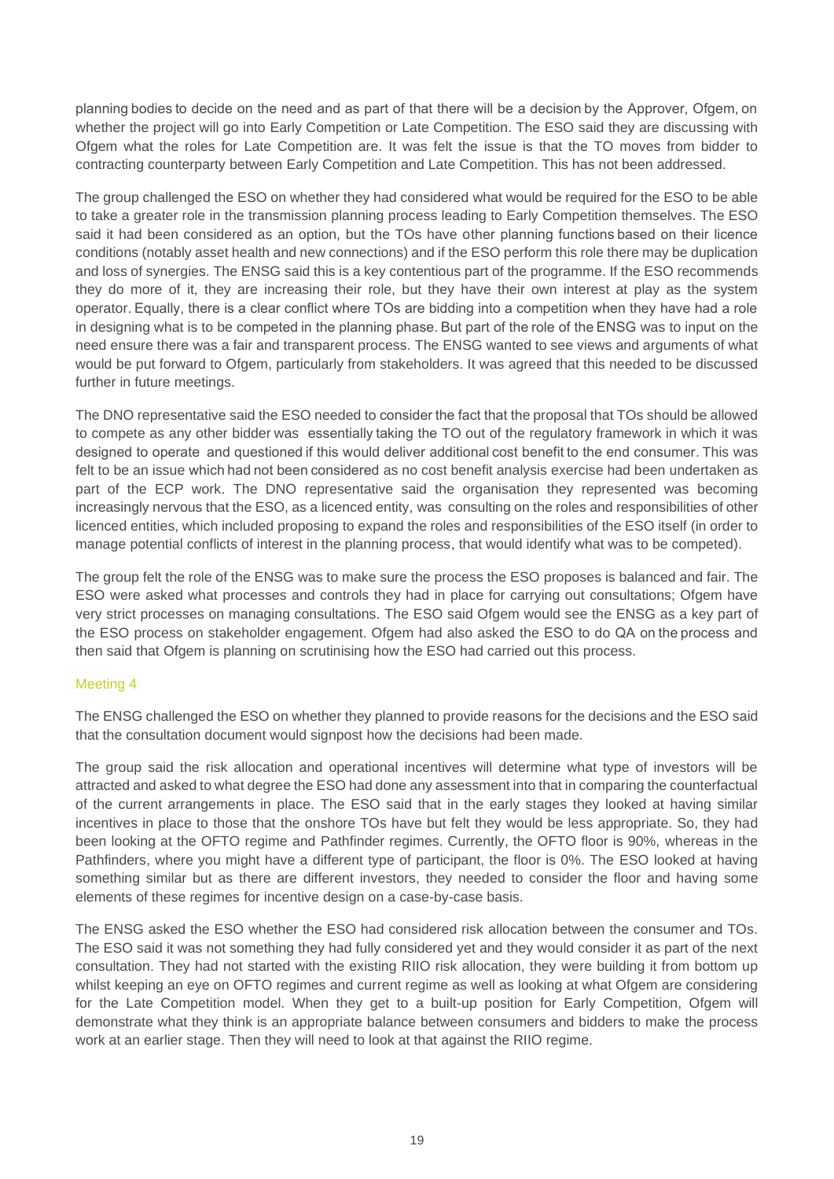planning bodies to decide on the need and as part of that there will be a decision by the Approver, Ofgem, on whether the project will go into Early Competition or Late Competition. The ESO said they are discussing with Ofgem what the roles for Late Competition are. It was felt the issue is that the TO moves from bidder to contracting counterparty between Early Competition and Late Competition. This has not been addressed.

The group challenged the ESO on whether they had considered what would be required for the ESO to be able to take a greater role in the transmission planning process leading to Early Competition themselves. The ESO said it had been considered as an option, but the TOs have other planning functions based on their licence conditions (notably asset health and new connections) and if the ESO perform this role there may be duplication and loss of synergies. The ENSG said this is a key contentious part of the programme. If the ESO recommends they do more of it, they are increasing their role, but they have their own interest at play as the system operator. Equally, there is a clear conflict where TOs are bidding into a competition when they have had a role in designing what is to be competed in the planning phase. But part of the role of the ENSG was to input on the need ensure there was a fair and transparent process. The ENSG wanted to see views and arguments of what would be put forward to Ofgem, particularly from stakeholders. It was agreed that this needed to be discussed further in future meetings.

The DNO representative said the ESO needed to consider the fact that the proposal that TOs should be allowed to compete as any other bidder was essentially taking the TO out of the regulatory framework in which it was designed to operate and questioned if this would deliver additional cost benefit to the end consumer. This was felt to be an issue which had not been considered as no cost benefit analysis exercise had been undertaken as part of the ECP work. The DNO representative said the organisation they represented was becoming increasingly nervous that the ESO, as a licenced entity, was consulting on the roles and responsibilities of other licenced entities, which included proposing to expand the roles and responsibilities of the ESO itself (in order to manage potential conflicts of interest in the planning process, that would identify what was to be competed).

The group felt the role of the ENSG was to make sure the process the ESO proposes is balanced and fair. The ESO were asked what processes and controls they had in place for carrying out consultations; Ofgem have very strict processes on managing consultations. The ESO said Ofgem would see the ENSG as a key part of the ESO process on stakeholder engagement. Ofgem had also asked the ESO to do QA on the process and then said that Ofgem is planning on scrutinising how the ESO had carried out this process.

### Meeting 4

The ENSG challenged the ESO on whether they planned to provide reasons for the decisions and the ESO said that the consultation document would signpost how the decisions had been made.

The group said the risk allocation and operational incentives will determine what type of investors will be attracted and asked to what degree the ESO had done any assessment into that in comparing the counterfactual of the current arrangements in place. The ESO said that in the early stages they looked at having similar incentives in place to those that the onshore TOs have but felt they would be less appropriate. So, they had been looking at the OFTO regime and Pathfinder regimes. Currently, the OFTO floor is 90%, whereas in the Pathfinders, where you might have a different type of participant, the floor is 0%. The ESO looked at having something similar but as there are different investors, they needed to consider the floor and having some elements of these regimes for incentive design on a case-by-case basis.

The ENSG asked the ESO whether the ESO had considered risk allocation between the consumer and TOs. The ESO said it was not something they had fully considered yet and they would consider it as part of the next consultation. They had not started with the existing RIIO risk allocation, they were building it from bottom up whilst keeping an eye on OFTO regimes and current regime as well as looking at what Ofgem are considering for the Late Competition model. When they get to a built-up position for Early Competition, Ofgem will demonstrate what they think is an appropriate balance between consumers and bidders to make the process work at an earlier stage. Then they will need to look at that against the RIIO regime.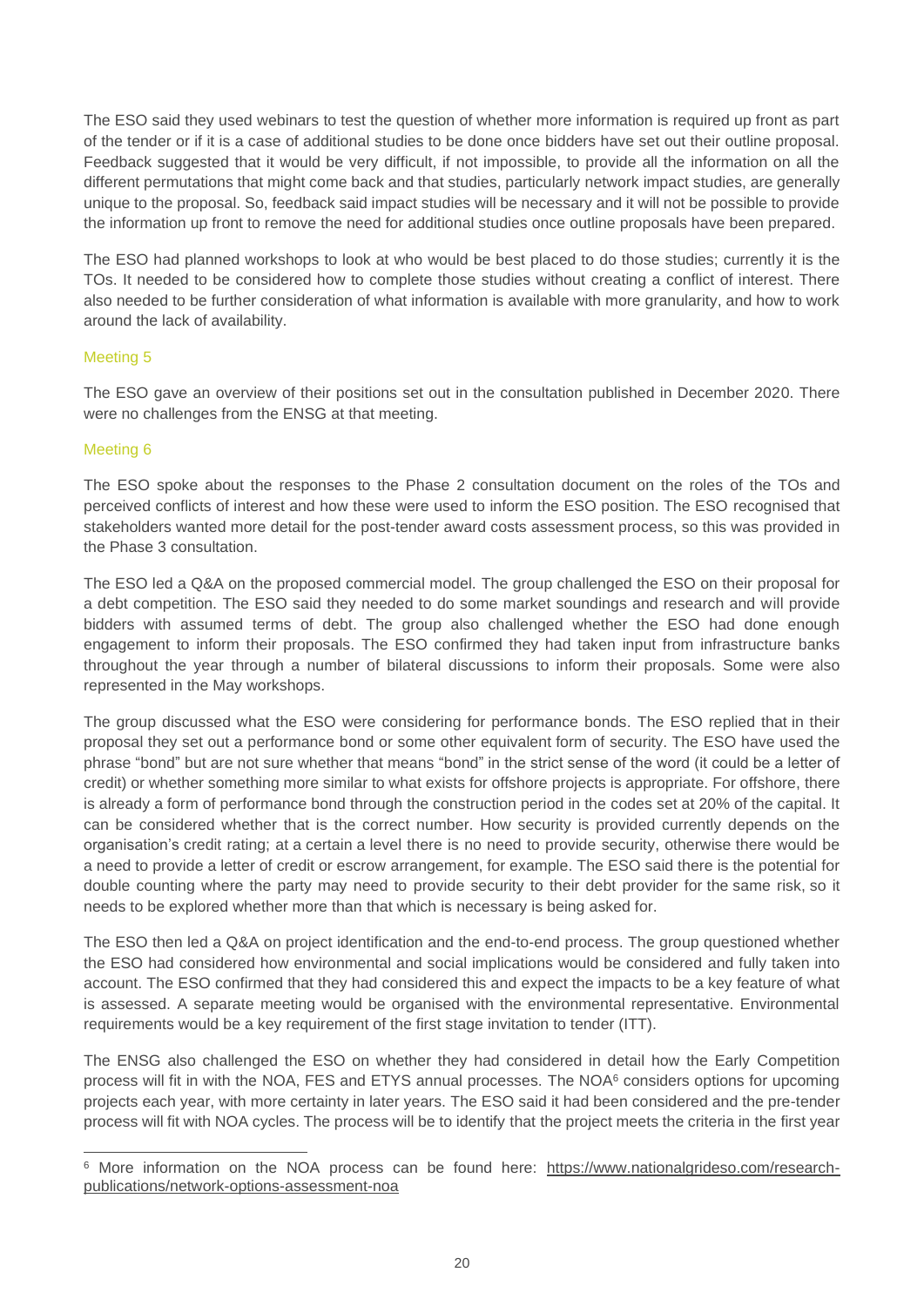The ESO said they used webinars to test the question of whether more information is required up front as part of the tender or if it is a case of additional studies to be done once bidders have set out their outline proposal. Feedback suggested that it would be very difficult, if not impossible, to provide all the information on all the different permutations that might come back and that studies, particularly network impact studies, are generally unique to the proposal. So, feedback said impact studies will be necessary and it will not be possible to provide the information up front to remove the need for additional studies once outline proposals have been prepared.

The ESO had planned workshops to look at who would be best placed to do those studies; currently it is the TOs. It needed to be considered how to complete those studies without creating a conflict of interest. There also needed to be further consideration of what information is available with more granularity, and how to work around the lack of availability.

### Meeting 5

The ESO gave an overview of their positions set out in the consultation published in December 2020. There were no challenges from the ENSG at that meeting.

### Meeting 6

The ESO spoke about the responses to the Phase 2 consultation document on the roles of the TOs and perceived conflicts of interest and how these were used to inform the ESO position. The ESO recognised that stakeholders wanted more detail for the post-tender award costs assessment process, so this was provided in the Phase 3 consultation.

The ESO led a Q&A on the proposed commercial model. The group challenged the ESO on their proposal for a debt competition. The ESO said they needed to do some market soundings and research and will provide bidders with assumed terms of debt. The group also challenged whether the ESO had done enough engagement to inform their proposals. The ESO confirmed they had taken input from infrastructure banks throughout the year through a number of bilateral discussions to inform their proposals. Some were also represented in the May workshops.

The group discussed what the ESO were considering for performance bonds. The ESO replied that in their proposal they set out a performance bond or some other equivalent form of security. The ESO have used the phrase "bond" but are not sure whether that means "bond" in the strict sense of the word (it could be a letter of credit) or whether something more similar to what exists for offshore projects is appropriate. For offshore, there is already a form of performance bond through the construction period in the codes set at 20% of the capital. It can be considered whether that is the correct number. How security is provided currently depends on the organisation's credit rating; at a certain a level there is no need to provide security, otherwise there would be a need to provide a letter of credit or escrow arrangement, for example. The ESO said there is the potential for double counting where the party may need to provide security to their debt provider for the same risk, so it needs to be explored whether more than that which is necessary is being asked for.

The ESO then led a Q&A on project identification and the end-to-end process. The group questioned whether the ESO had considered how environmental and social implications would be considered and fully taken into account. The ESO confirmed that they had considered this and expect the impacts to be a key feature of what is assessed. A separate meeting would be organised with the environmental representative. Environmental requirements would be a key requirement of the first stage invitation to tender (ITT).

The ENSG also challenged the ESO on whether they had considered in detail how the Early Competition process will fit in with the NOA, FES and ETYS annual processes. The NOA[6] considers options for upcoming projects each year, with more certainty in later years. The ESO said it had been considered and the pre-tender process will fit with NOA cycles. The process will be to identify that the project meets the criteria in the first year

---

[6] More information on the NOA process can be found here: https://www.nationalgrideso.com/research-publications/network-options-assessment-noa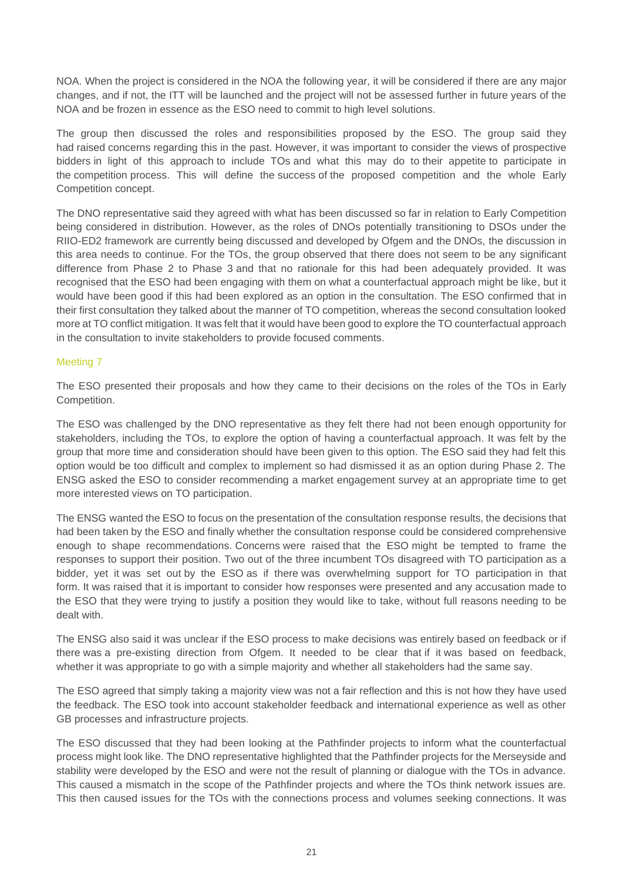NOA. When the project is considered in the NOA the following year, it will be considered if there are any major changes, and if not, the ITT will be launched and the project will not be assessed further in future years of the NOA and be frozen in essence as the ESO need to commit to high level solutions.

The group then discussed the roles and responsibilities proposed by the ESO. The group said they had raised concerns regarding this in the past. However, it was important to consider the views of prospective bidders in light of this approach to include TOs and what this may do to their appetite to participate in the competition process. This will define the success of the proposed competition and the whole Early Competition concept.

The DNO representative said they agreed with what has been discussed so far in relation to Early Competition being considered in distribution. However, as the roles of DNOs potentially transitioning to DSOs under the RIIO-ED2 framework are currently being discussed and developed by Ofgem and the DNOs, the discussion in this area needs to continue. For the TOs, the group observed that there does not seem to be any significant difference from Phase 2 to Phase 3 and that no rationale for this had been adequately provided. It was recognised that the ESO had been engaging with them on what a counterfactual approach might be like, but it would have been good if this had been explored as an option in the consultation. The ESO confirmed that in their first consultation they talked about the manner of TO competition, whereas the second consultation looked more at TO conflict mitigation. It was felt that it would have been good to explore the TO counterfactual approach in the consultation to invite stakeholders to provide focused comments.

### Meeting 7

The ESO presented their proposals and how they came to their decisions on the roles of the TOs in Early Competition.

The ESO was challenged by the DNO representative as they felt there had not been enough opportunity for stakeholders, including the TOs, to explore the option of having a counterfactual approach. It was felt by the group that more time and consideration should have been given to this option. The ESO said they had felt this option would be too difficult and complex to implement so had dismissed it as an option during Phase 2. The ENSG asked the ESO to consider recommending a market engagement survey at an appropriate time to get more interested views on TO participation.

The ENSG wanted the ESO to focus on the presentation of the consultation response results, the decisions that had been taken by the ESO and finally whether the consultation response could be considered comprehensive enough to shape recommendations. Concerns were raised that the ESO might be tempted to frame the responses to support their position. Two out of the three incumbent TOs disagreed with TO participation as a bidder, yet it was set out by the ESO as if there was overwhelming support for TO participation in that form. It was raised that it is important to consider how responses were presented and any accusation made to the ESO that they were trying to justify a position they would like to take, without full reasons needing to be dealt with.

The ENSG also said it was unclear if the ESO process to make decisions was entirely based on feedback or if there was a pre-existing direction from Ofgem. It needed to be clear that if it was based on feedback, whether it was appropriate to go with a simple majority and whether all stakeholders had the same say.

The ESO agreed that simply taking a majority view was not a fair reflection and this is not how they have used the feedback. The ESO took into account stakeholder feedback and international experience as well as other GB processes and infrastructure projects.

The ESO discussed that they had been looking at the Pathfinder projects to inform what the counterfactual process might look like. The DNO representative highlighted that the Pathfinder projects for the Merseyside and stability were developed by the ESO and were not the result of planning or dialogue with the TOs in advance. This caused a mismatch in the scope of the Pathfinder projects and where the TOs think network issues are. This then caused issues for the TOs with the connections process and volumes seeking connections. It was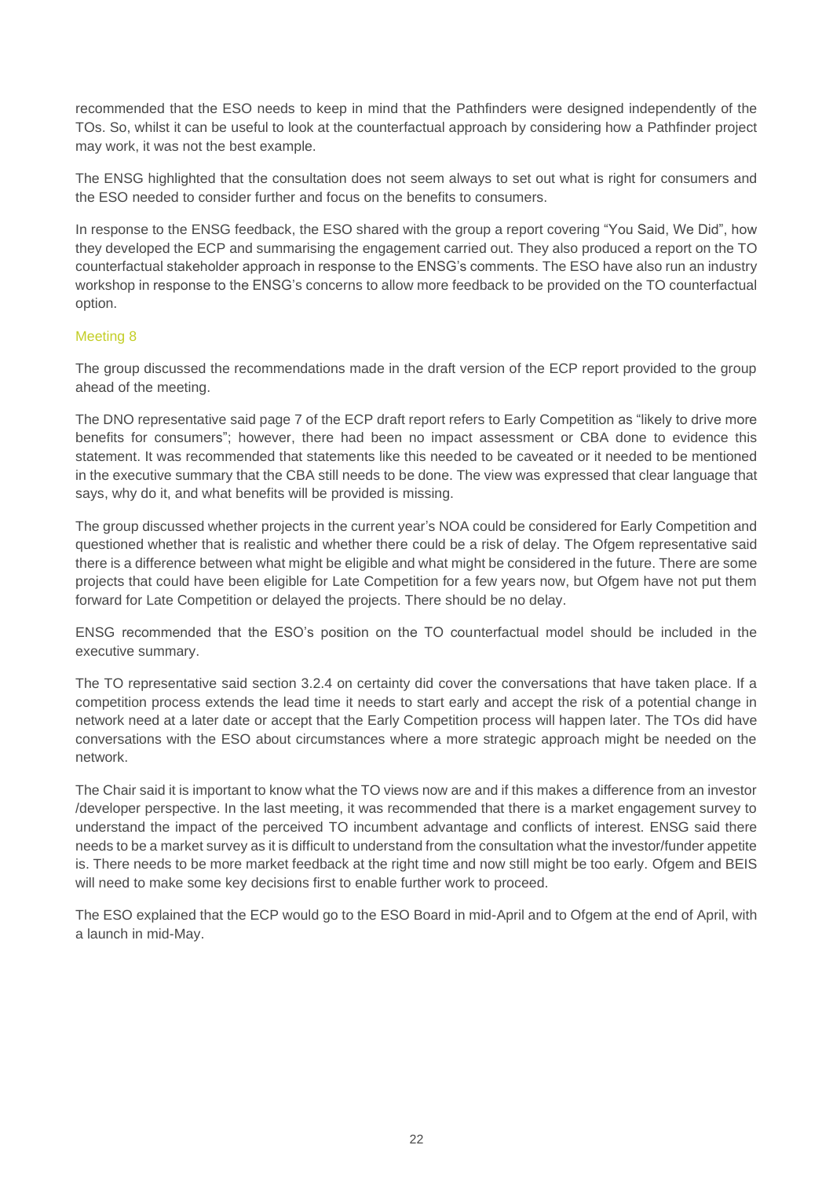recommended that the ESO needs to keep in mind that the Pathfinders were designed independently of the TOs. So, whilst it can be useful to look at the counterfactual approach by considering how a Pathfinder project may work, it was not the best example.

The ENSG highlighted that the consultation does not seem always to set out what is right for consumers and the ESO needed to consider further and focus on the benefits to consumers.

In response to the ENSG feedback, the ESO shared with the group a report covering "You Said, We Did", how they developed the ECP and summarising the engagement carried out. They also produced a report on the TO counterfactual stakeholder approach in response to the ENSG's comments. The ESO have also run an industry workshop in response to the ENSG's concerns to allow more feedback to be provided on the TO counterfactual option.

### Meeting 8

The group discussed the recommendations made in the draft version of the ECP report provided to the group ahead of the meeting.

The DNO representative said page 7 of the ECP draft report refers to Early Competition as "likely to drive more benefits for consumers"; however, there had been no impact assessment or CBA done to evidence this statement. It was recommended that statements like this needed to be caveated or it needed to be mentioned in the executive summary that the CBA still needs to be done. The view was expressed that clear language that says, why do it, and what benefits will be provided is missing.

The group discussed whether projects in the current year's NOA could be considered for Early Competition and questioned whether that is realistic and whether there could be a risk of delay. The Ofgem representative said there is a difference between what might be eligible and what might be considered in the future. There are some projects that could have been eligible for Late Competition for a few years now, but Ofgem have not put them forward for Late Competition or delayed the projects. There should be no delay.

ENSG recommended that the ESO's position on the TO counterfactual model should be included in the executive summary.

The TO representative said section 3.2.4 on certainty did cover the conversations that have taken place. If a competition process extends the lead time it needs to start early and accept the risk of a potential change in network need at a later date or accept that the Early Competition process will happen later. The TOs did have conversations with the ESO about circumstances where a more strategic approach might be needed on the network.

The Chair said it is important to know what the TO views now are and if this makes a difference from an investor /developer perspective. In the last meeting, it was recommended that there is a market engagement survey to understand the impact of the perceived TO incumbent advantage and conflicts of interest. ENSG said there needs to be a market survey as it is difficult to understand from the consultation what the investor/funder appetite is. There needs to be more market feedback at the right time and now still might be too early. Ofgem and BEIS will need to make some key decisions first to enable further work to proceed.

The ESO explained that the ECP would go to the ESO Board in mid-April and to Ofgem at the end of April, with a launch in mid-May.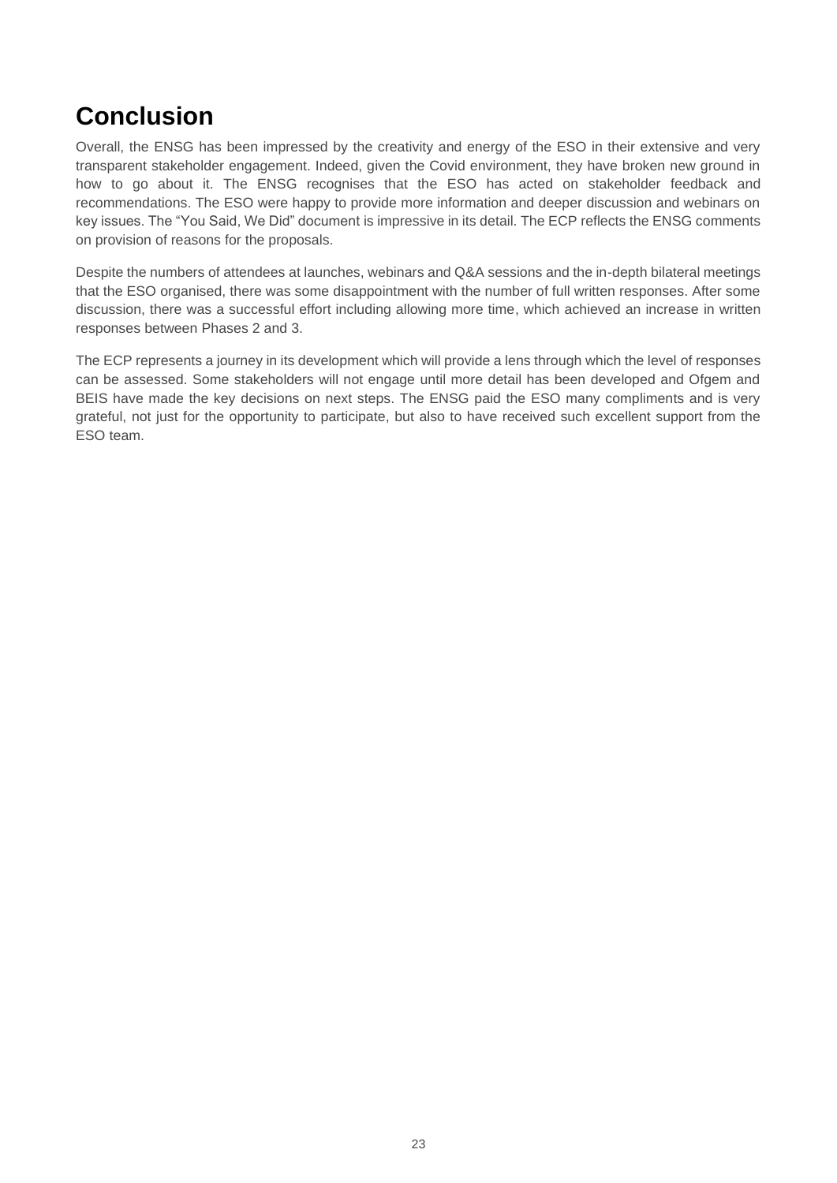# Conclusion

Overall, the ENSG has been impressed by the creativity and energy of the ESO in their extensive and very transparent stakeholder engagement. Indeed, given the Covid environment, they have broken new ground in how to go about it. The ENSG recognises that the ESO has acted on stakeholder feedback and recommendations. The ESO were happy to provide more information and deeper discussion and webinars on key issues. The "You Said, We Did" document is impressive in its detail. The ECP reflects the ENSG comments on provision of reasons for the proposals.

Despite the numbers of attendees at launches, webinars and Q&A sessions and the in-depth bilateral meetings that the ESO organised, there was some disappointment with the number of full written responses. After some discussion, there was a successful effort including allowing more time, which achieved an increase in written responses between Phases 2 and 3.

The ECP represents a journey in its development which will provide a lens through which the level of responses can be assessed. Some stakeholders will not engage until more detail has been developed and Ofgem and BEIS have made the key decisions on next steps. The ENSG paid the ESO many compliments and is very grateful, not just for the opportunity to participate, but also to have received such excellent support from the ESO team.